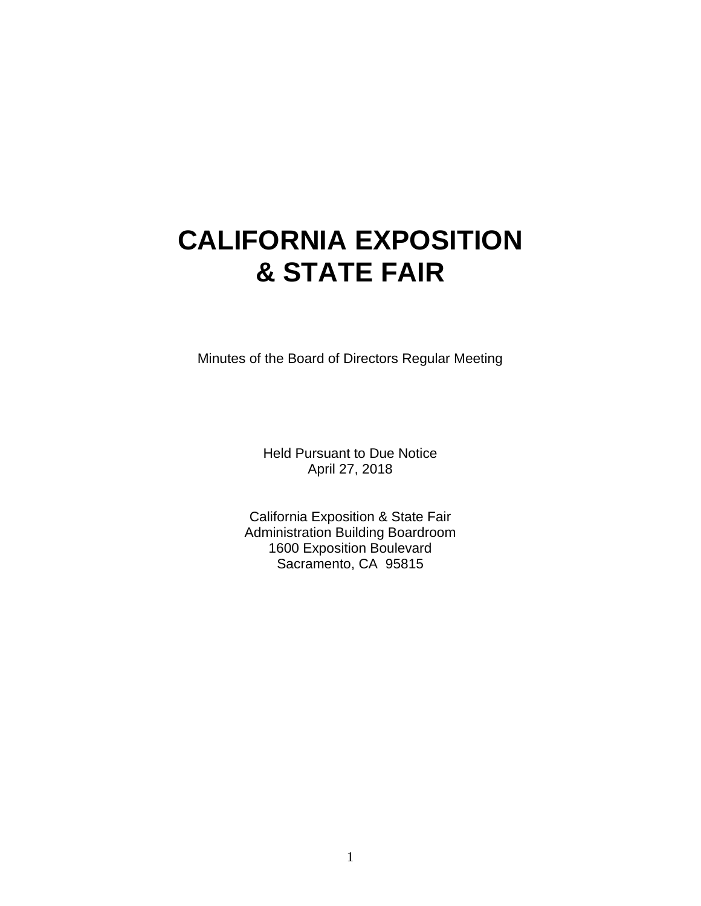# CALIFORNIA EXPOSITION & STATE FAIR

Minutes of the Board of Directors Regular Meeting

Held Pursuant to Due Notice
April 27, 2018

California Exposition & State Fair
Administration Building Boardroom
1600 Exposition Boulevard
Sacramento, CA 95815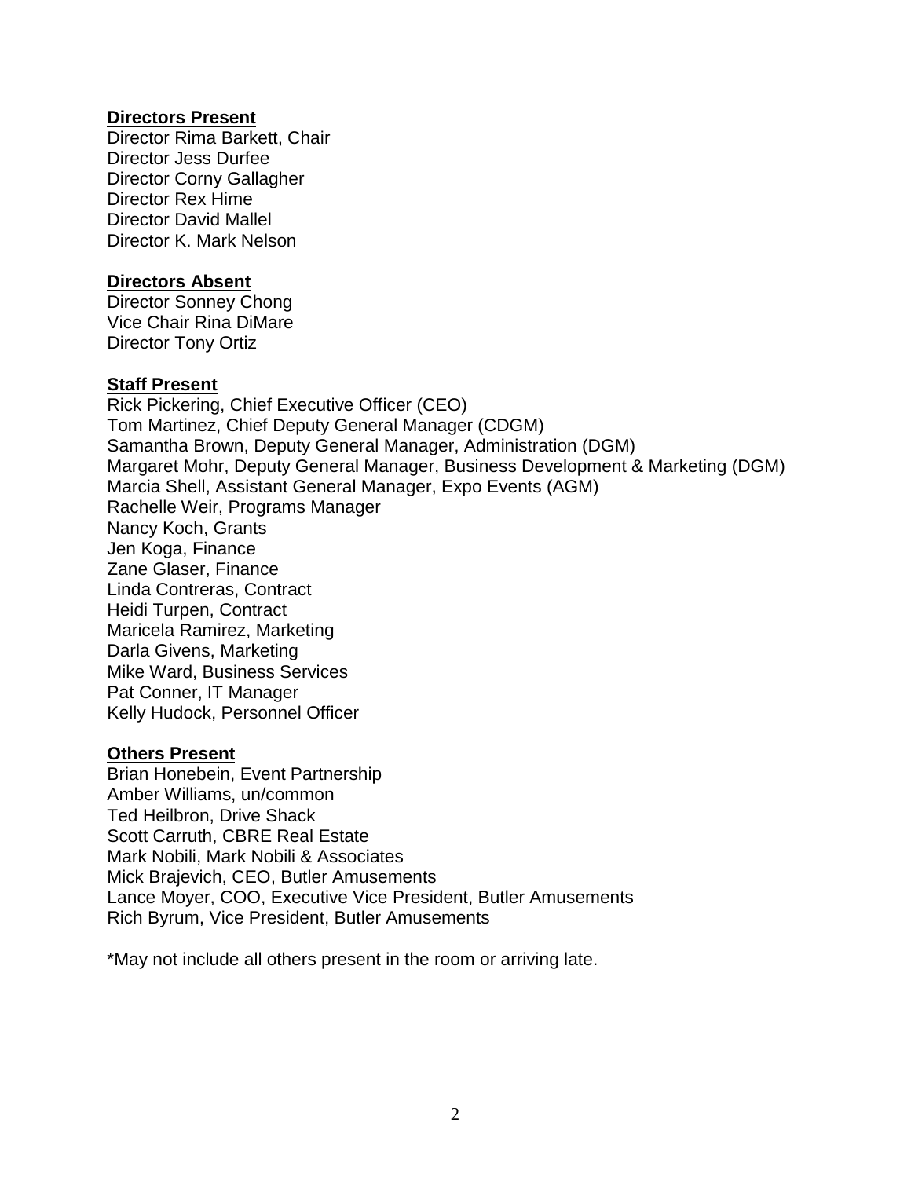**Directors Present**

Director Rima Barkett, Chair
Director Jess Durfee
Director Corny Gallagher
Director Rex Hime
Director David Mallel
Director K. Mark Nelson

**Directors Absent**

Director Sonney Chong
Vice Chair Rina DiMare
Director Tony Ortiz

**Staff Present**

Rick Pickering, Chief Executive Officer (CEO)
Tom Martinez, Chief Deputy General Manager (CDGM)
Samantha Brown, Deputy General Manager, Administration (DGM)
Margaret Mohr, Deputy General Manager, Business Development & Marketing (DGM)
Marcia Shell, Assistant General Manager, Expo Events (AGM)
Rachelle Weir, Programs Manager
Nancy Koch, Grants
Jen Koga, Finance
Zane Glaser, Finance
Linda Contreras, Contract
Heidi Turpen, Contract
Maricela Ramirez, Marketing
Darla Givens, Marketing
Mike Ward, Business Services
Pat Conner, IT Manager
Kelly Hudock, Personnel Officer

**Others Present**

Brian Honebein, Event Partnership
Amber Williams, un/common
Ted Heilbron, Drive Shack
Scott Carruth, CBRE Real Estate
Mark Nobili, Mark Nobili & Associates
Mick Brajevich, CEO, Butler Amusements
Lance Moyer, COO, Executive Vice President, Butler Amusements
Rich Byrum, Vice President, Butler Amusements

*May not include all others present in the room or arriving late.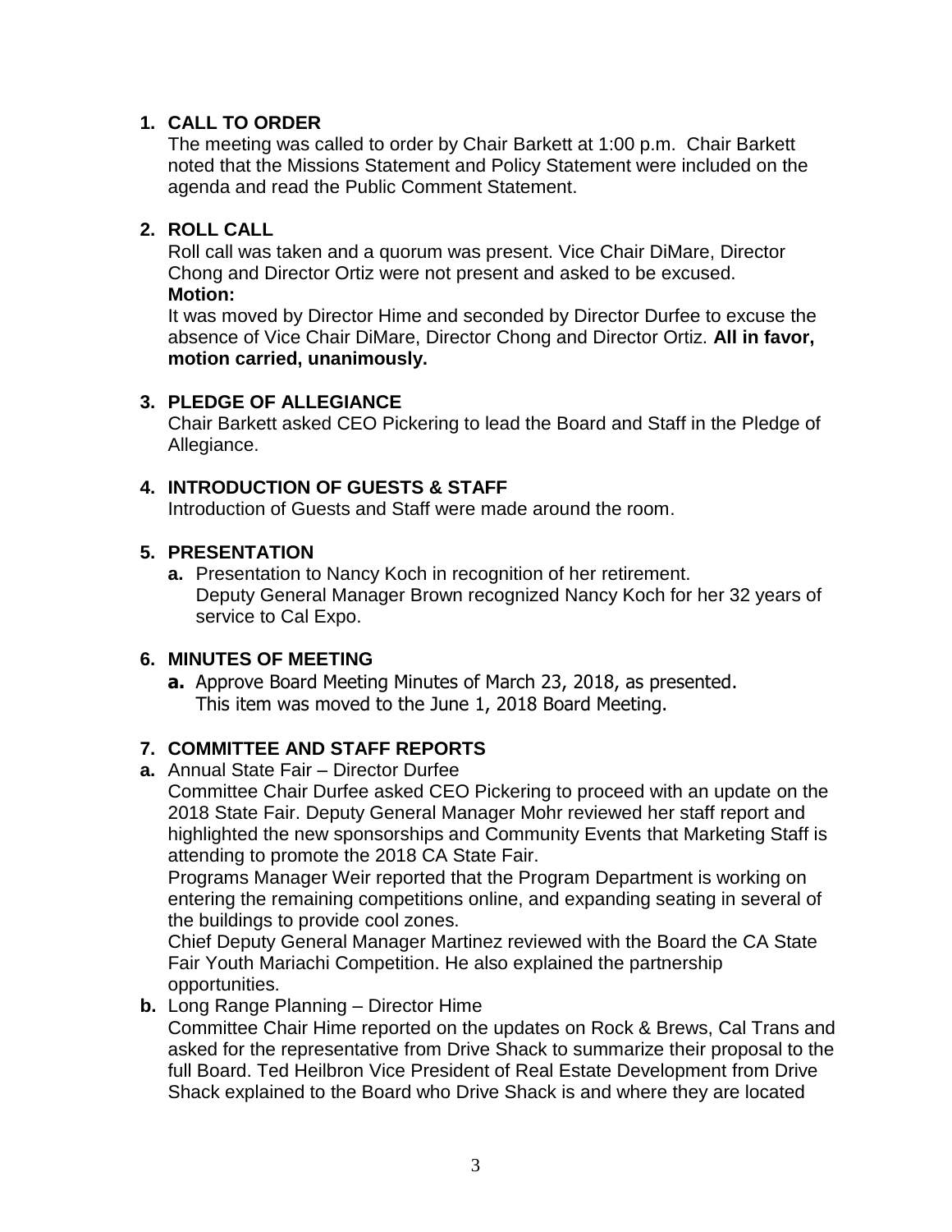## 1. CALL TO ORDER

The meeting was called to order by Chair Barkett at 1:00 p.m. Chair Barkett noted that the Missions Statement and Policy Statement were included on the agenda and read the Public Comment Statement.

## 2. ROLL CALL

Roll call was taken and a quorum was present. Vice Chair DiMare, Director Chong and Director Ortiz were not present and asked to be excused.

**Motion:**

It was moved by Director Hime and seconded by Director Durfee to excuse the absence of Vice Chair DiMare, Director Chong and Director Ortiz. **All in favor, motion carried, unanimously.**

## 3. PLEDGE OF ALLEGIANCE

Chair Barkett asked CEO Pickering to lead the Board and Staff in the Pledge of Allegiance.

## 4. INTRODUCTION OF GUESTS & STAFF

Introduction of Guests and Staff were made around the room.

## 5. PRESENTATION

**a.** Presentation to Nancy Koch in recognition of her retirement.
Deputy General Manager Brown recognized Nancy Koch for her 32 years of service to Cal Expo.

## 6. MINUTES OF MEETING

**a.** Approve Board Meeting Minutes of March 23, 2018, as presented.
This item was moved to the June 1, 2018 Board Meeting.

## 7. COMMITTEE AND STAFF REPORTS

**a.** Annual State Fair – Director Durfee
Committee Chair Durfee asked CEO Pickering to proceed with an update on the 2018 State Fair. Deputy General Manager Mohr reviewed her staff report and highlighted the new sponsorships and Community Events that Marketing Staff is attending to promote the 2018 CA State Fair.
Programs Manager Weir reported that the Program Department is working on entering the remaining competitions online, and expanding seating in several of the buildings to provide cool zones.
Chief Deputy General Manager Martinez reviewed with the Board the CA State Fair Youth Mariachi Competition. He also explained the partnership opportunities.

**b.** Long Range Planning – Director Hime
Committee Chair Hime reported on the updates on Rock & Brews, Cal Trans and asked for the representative from Drive Shack to summarize their proposal to the full Board. Ted Heilbron Vice President of Real Estate Development from Drive Shack explained to the Board who Drive Shack is and where they are located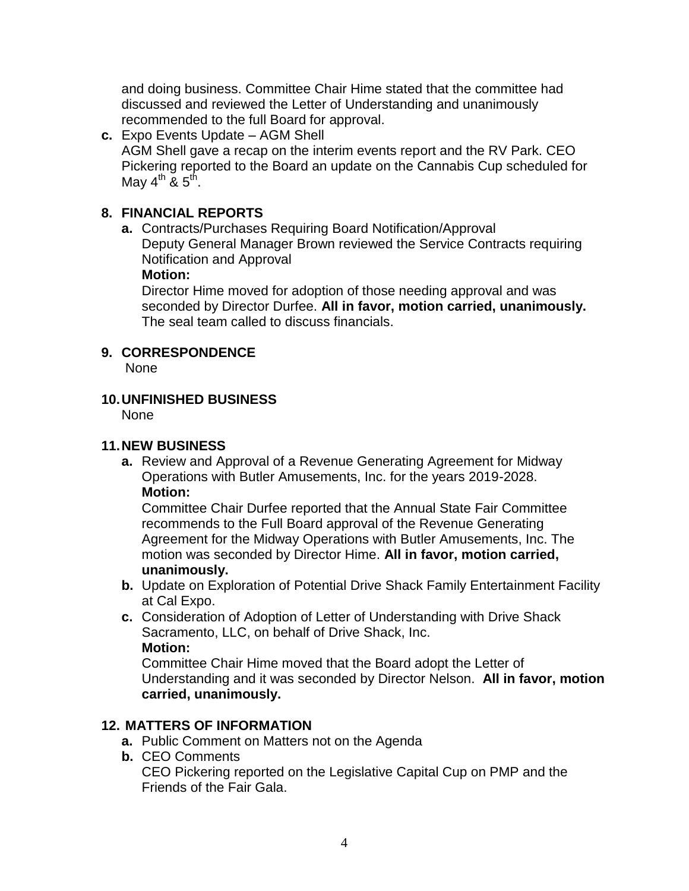and doing business. Committee Chair Hime stated that the committee had discussed and reviewed the Letter of Understanding and unanimously recommended to the full Board for approval.

**c.** Expo Events Update – AGM Shell
AGM Shell gave a recap on the interim events report and the RV Park. CEO Pickering reported to the Board an update on the Cannabis Cup scheduled for May 4th & 5th.

## 8. FINANCIAL REPORTS

**a.** Contracts/Purchases Requiring Board Notification/Approval
Deputy General Manager Brown reviewed the Service Contracts requiring Notification and Approval
**Motion:**
Director Hime moved for adoption of those needing approval and was seconded by Director Durfee. **All in favor, motion carried, unanimously.** The seal team called to discuss financials.

## 9. CORRESPONDENCE

None

## 10. UNFINISHED BUSINESS

None

## 11. NEW BUSINESS

**a.** Review and Approval of a Revenue Generating Agreement for Midway Operations with Butler Amusements, Inc. for the years 2019-2028.
**Motion:**
Committee Chair Durfee reported that the Annual State Fair Committee recommends to the Full Board approval of the Revenue Generating Agreement for the Midway Operations with Butler Amusements, Inc. The motion was seconded by Director Hime. **All in favor, motion carried, unanimously.**

**b.** Update on Exploration of Potential Drive Shack Family Entertainment Facility at Cal Expo.

**c.** Consideration of Adoption of Letter of Understanding with Drive Shack Sacramento, LLC, on behalf of Drive Shack, Inc.
**Motion:**
Committee Chair Hime moved that the Board adopt the Letter of Understanding and it was seconded by Director Nelson. **All in favor, motion carried, unanimously.**

## 12. MATTERS OF INFORMATION

**a.** Public Comment on Matters not on the Agenda

**b.** CEO Comments
CEO Pickering reported on the Legislative Capital Cup on PMP and the Friends of the Fair Gala.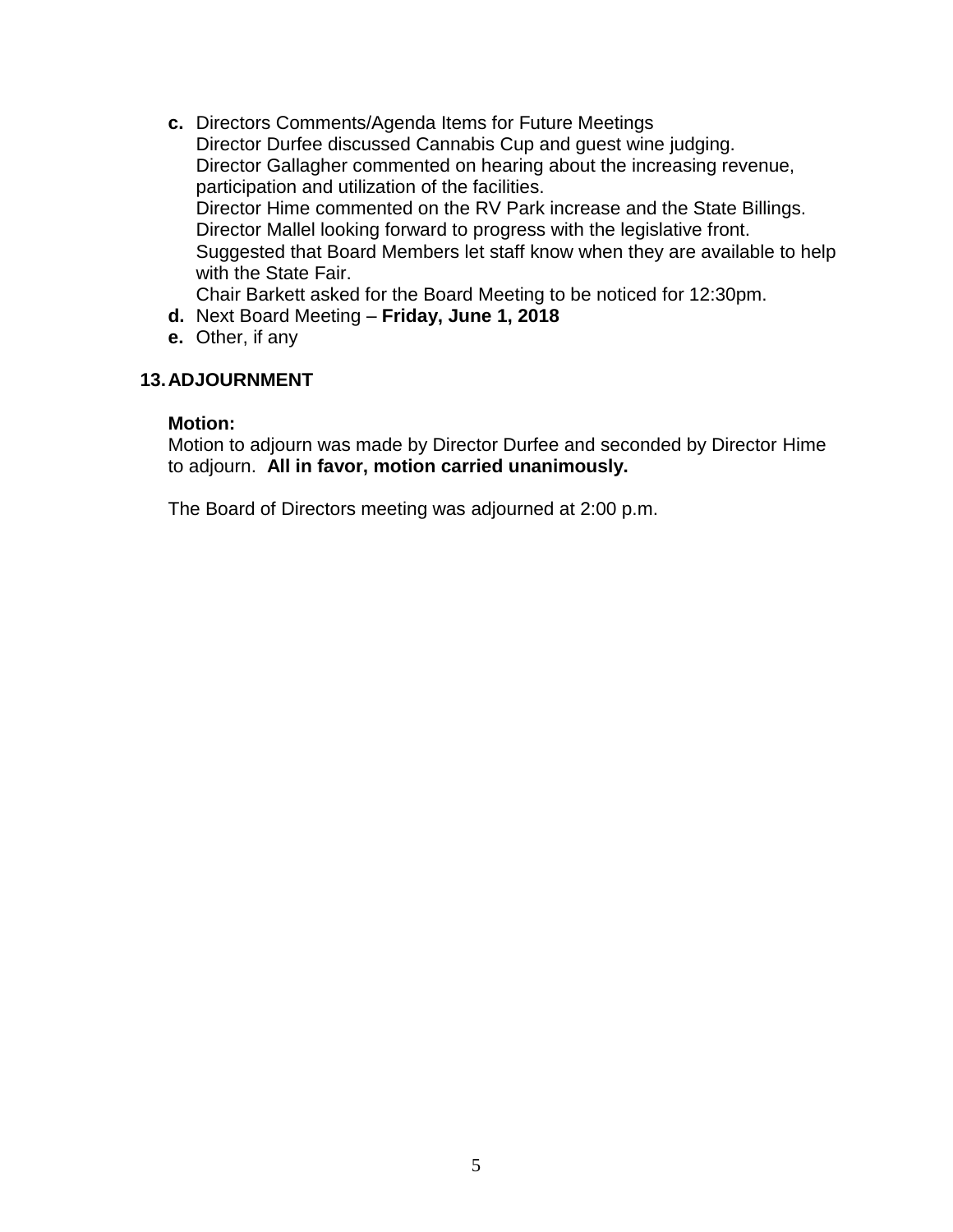**c.** Directors Comments/Agenda Items for Future Meetings
Director Durfee discussed Cannabis Cup and guest wine judging.
Director Gallagher commented on hearing about the increasing revenue, participation and utilization of the facilities.
Director Hime commented on the RV Park increase and the State Billings.
Director Mallel looking forward to progress with the legislative front.
Suggested that Board Members let staff know when they are available to help with the State Fair.
Chair Barkett asked for the Board Meeting to be noticed for 12:30pm.

**d.** Next Board Meeting – **Friday, June 1, 2018**

**e.** Other, if any

## 13. ADJOURNMENT

**Motion:**
Motion to adjourn was made by Director Durfee and seconded by Director Hime to adjourn. **All in favor, motion carried unanimously.**

The Board of Directors meeting was adjourned at 2:00 p.m.